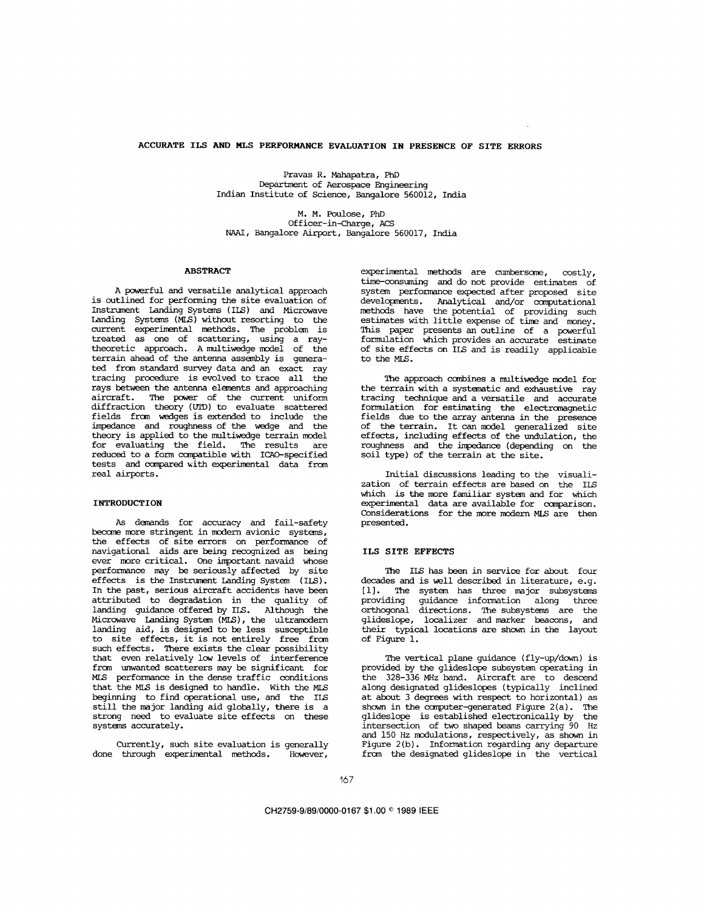# ACCURATE ILS AND MLS PERFORMANCE EVALUATION IN PRESENCE OF SITE ERRORS

Pravas R. Mahapatra, PhD
Department of Aerospace Engineering
Indian Institute of Science, Bangalore 560012, India

M. M. Poulose, PhD
Officer-in-Charge, ACS
NAAI, Bangalore Airport, Bangalore 560017, India

## ABSTRACT

A powerful and versatile analytical approach is outlined for performing the site evaluation of Instrument Landing Systems (ILS) and Microwave Landing Systems (MLS) without resorting to the current experimental methods. The problem is treated as one of scattering, using a ray-theoretic approach. A multiwedge model of the terrain ahead of the antenna assembly is generated from standard survey data and an exact ray tracing procedure is evolved to trace all the rays between the antenna elements and approaching aircraft. The power of the current uniform diffraction theory (UTD) to evaluate scattered fields from wedges is extended to include the impedance and roughness of the wedge and the theory is applied to the multiwedge terrain model for evaluating the field. The results are reduced to a form compatible with ICAO-specified tests and compared with experimental data from real airports.

## INTRODUCTION

As demands for accuracy and fail-safety become more stringent in modern avionic systems, the effects of site errors on performance of navigational aids are being recognized as being ever more critical. One important navaid whose performance may be seriously affected by site effects is the Instrument Landing System (ILS). In the past, serious aircraft accidents have been attributed to degradation in the quality of landing guidance offered by ILS. Although the Microwave Landing System (MLS), the ultramodern landing aid, is designed to be less susceptible to site effects, it is not entirely free from such effects. There exists the clear possibility that even relatively low levels of interference from unwanted scatterers may be significant for MLS performance in the dense traffic conditions that the MLS is designed to handle. With the MLS beginning to find operational use, and the ILS still the major landing aid globally, there is a strong need to evaluate site effects on these systems accurately.

Currently, such site evaluation is generally done through experimental methods. However, experimental methods are cumbersome, costly, time-consuming and do not provide estimates of system performance expected after proposed site developments. Analytical and/or computational methods have the potential of providing such estimates with little expense of time and money. This paper presents an outline of a powerful formulation which provides an accurate estimate of site effects on ILS and is readily applicable to the MLS.

The approach combines a multiwedge model for the terrain with a systematic and exhaustive ray tracing technique and a versatile and accurate formulation for estimating the electromagnetic fields due to the array antenna in the presence of the terrain. It can model generalized site effects, including effects of the undulation, the roughness and the impedance (depending on the soil type) of the terrain at the site.

Initial discussions leading to the visualization of terrain effects are based on the ILS which is the more familiar system and for which experimental data are available for comparison. Considerations for the more modern MLS are then presented.

## ILS SITE EFFECTS

The ILS has been in service for about four decades and is well described in literature, e.g. [1]. The system has three major subsystems providing guidance information along three orthogonal directions. The subsystems are the glideslope, localizer and marker beacons, and their typical locations are shown in the layout of Figure 1.

The vertical plane guidance (fly-up/down) is provided by the glideslope subsystem operating in the 328-336 MHz band. Aircraft are to descend along designated glideslopes (typically inclined at about 3 degrees with respect to horizontal) as shown in the computer-generated Figure 2(a). The glideslope is established electronically by the intersection of two shaped beams carrying 90 Hz and 150 Hz modulations, respectively, as shown in Figure 2(b). Information regarding any departure from the designated glideslope in the vertical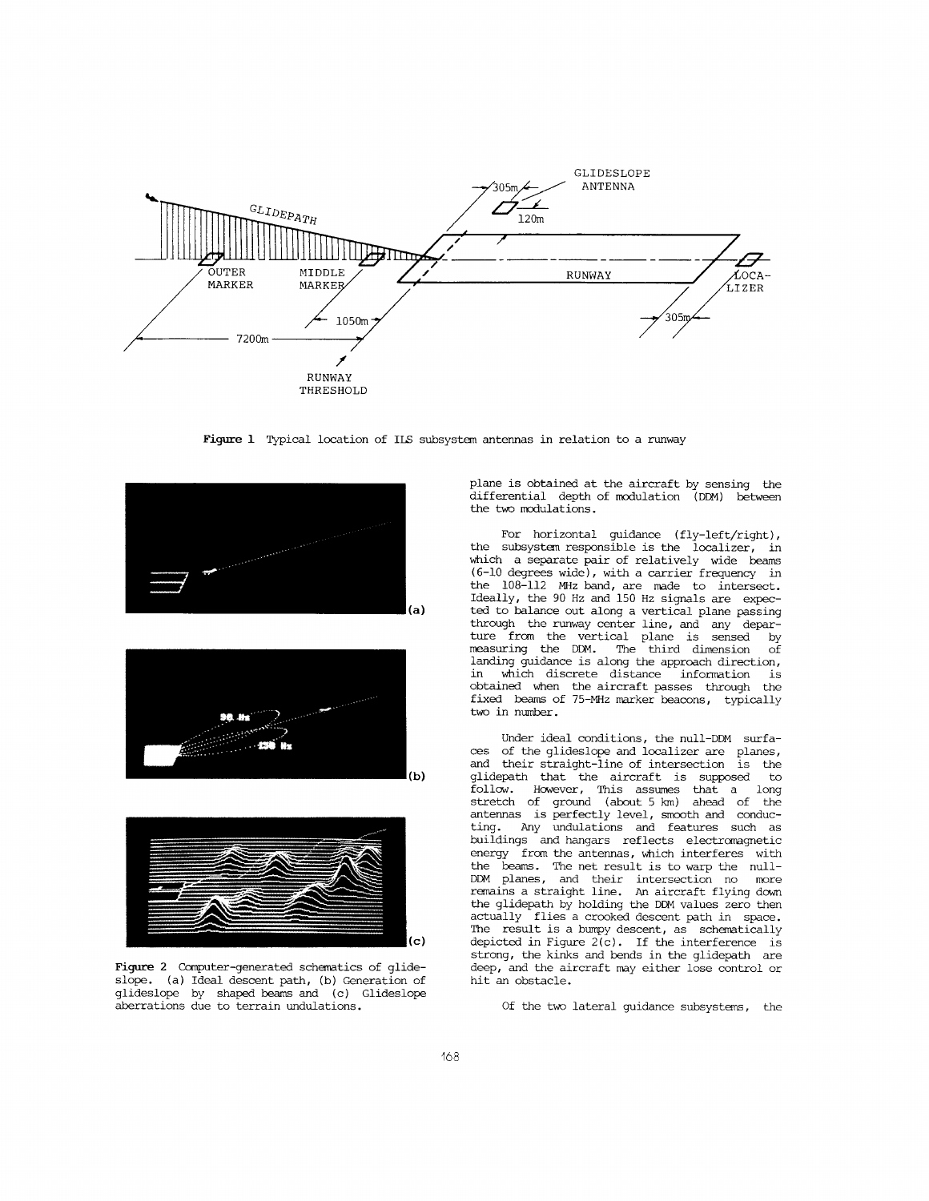Figure 1 Typical location of ILS subsystem antennas in relation to a runway

Figure 2 Computer-generated schematics of glideslope. (a) Ideal descent path, (b) Generation of glideslope by shaped beams and (c) Glideslope aberrations due to terrain undulations.

plane is obtained at the aircraft by sensing the differential depth of modulation (DDM) between the two modulations.

For horizontal guidance (fly-left/right), the subsystem responsible is the localizer, in which a separate pair of relatively wide beams (6-10 degrees wide), with a carrier frequency in the 108-112 MHz band, are made to intersect. Ideally, the 90 Hz and 150 Hz signals are expected to balance out along a vertical plane passing through the runway center line, and any departure from the vertical plane is sensed by measuring the DDM. The third dimension of landing guidance is along the approach direction, in which discrete distance information is obtained when the aircraft passes through the fixed beams of 75-MHz marker beacons, typically two in number.

Under ideal conditions, the null-DDM surfaces of the glideslope and localizer are planes, and their straight-line of intersection is the glidepath that the aircraft is supposed to follow. However, This assumes that a long stretch of ground (about 5 km) ahead of the antennas is perfectly level, smooth and conducting. Any undulations and features such as buildings and hangars reflects electromagnetic energy from the antennas, which interferes with the beams. The net result is to warp the null-DDM planes, and their intersection no more remains a straight line. An aircraft flying down the glidepath by holding the DDM values zero then actually flies a crooked descent path in space. The result is a bumpy descent, as schematically depicted in Figure 2(c). If the interference is strong, the kinks and bends in the glidepath are deep, and the aircraft may either lose control or hit an obstacle.

Of the two lateral guidance subsystems, the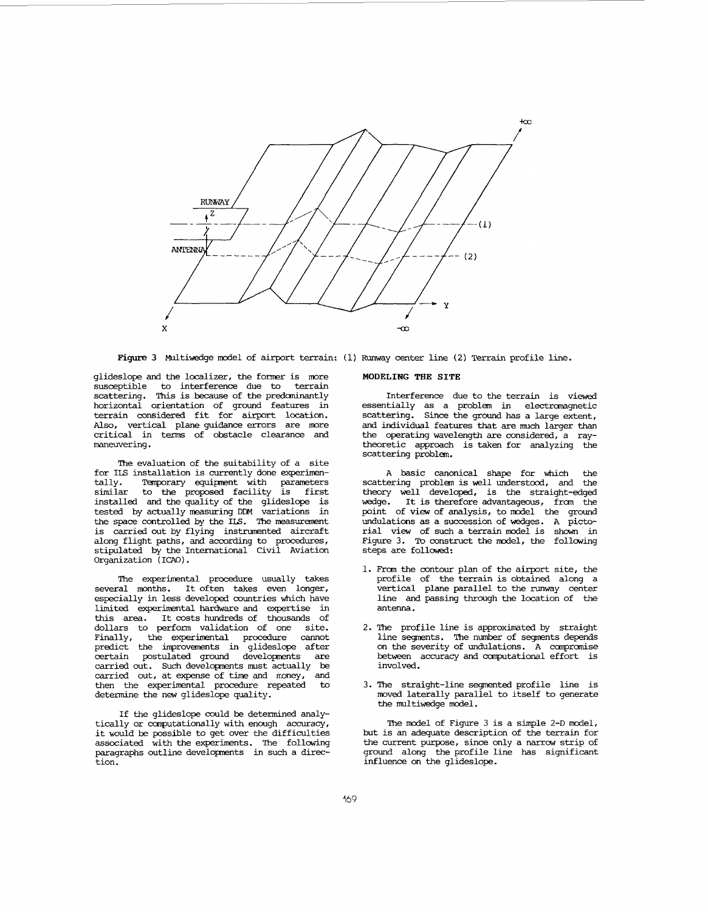**Figure 3** Multiwedge model of airport terrain: (1) Runway center line (2) Terrain profile line.

glideslope and the localizer, the former is more susceptible to interference due to terrain scattering. This is because of the predominantly horizontal orientation of ground features in terrain considered fit for airport location. Also, vertical plane guidance errors are more critical in terms of obstacle clearance and maneuvering.

The evaluation of the suitability of a site for ILS installation is currently done experimentally. Temporary equipment with parameters similar to the proposed facility is first installed and the quality of the glideslope is tested by actually measuring DDM variations in the space controlled by the ILS. The measurement is carried out by flying instrumented aircraft along flight paths, and according to procedures, stipulated by the International Civil Aviation Organization (ICAO).

The experimental procedure usually takes several months. It often takes even longer, especially in less developed countries which have limited experimental hardware and expertise in this area. It costs hundreds of thousands of dollars to perform validation of one site. Finally, the experimental procedure cannot predict the improvements in glideslope after certain postulated ground developments are carried out. Such developments must actually be carried out, at expense of time and money, and then the experimental procedure repeated to determine the new glideslope quality.

If the glideslope could be determined analytically or computationally with enough accuracy, it would be possible to get over the difficulties associated with the experiments. The following paragraphs outline developments in such a direction.

## MODELING THE SITE

Interference due to the terrain is viewed essentially as a problem in electromagnetic scattering. Since the ground has a large extent, and individual features that are much larger than the operating wavelength are considered, a ray-theoretic approach is taken for analyzing the scattering problem.

A basic canonical shape for which the scattering problem is well understood, and the theory well developed, is the straight-edged wedge. It is therefore advantageous, from the point of view of analysis, to model the ground undulations as a succession of wedges. A pictorial view of such a terrain model is shown in Figure 3. To construct the model, the following steps are followed:

1. From the contour plan of the airport site, the profile of the terrain is obtained along a vertical plane parallel to the runway center line and passing through the location of the antenna.
2. The profile line is approximated by straight line segments. The number of segments depends on the severity of undulations. A compromise between accuracy and computational effort is involved.
3. The straight-line segmented profile line is moved laterally parallel to itself to generate the multiwedge model.

The model of Figure 3 is a simple 2-D model, but is an adequate description of the terrain for the current purpose, since only a narrow strip of ground along the profile line has significant influence on the glideslope.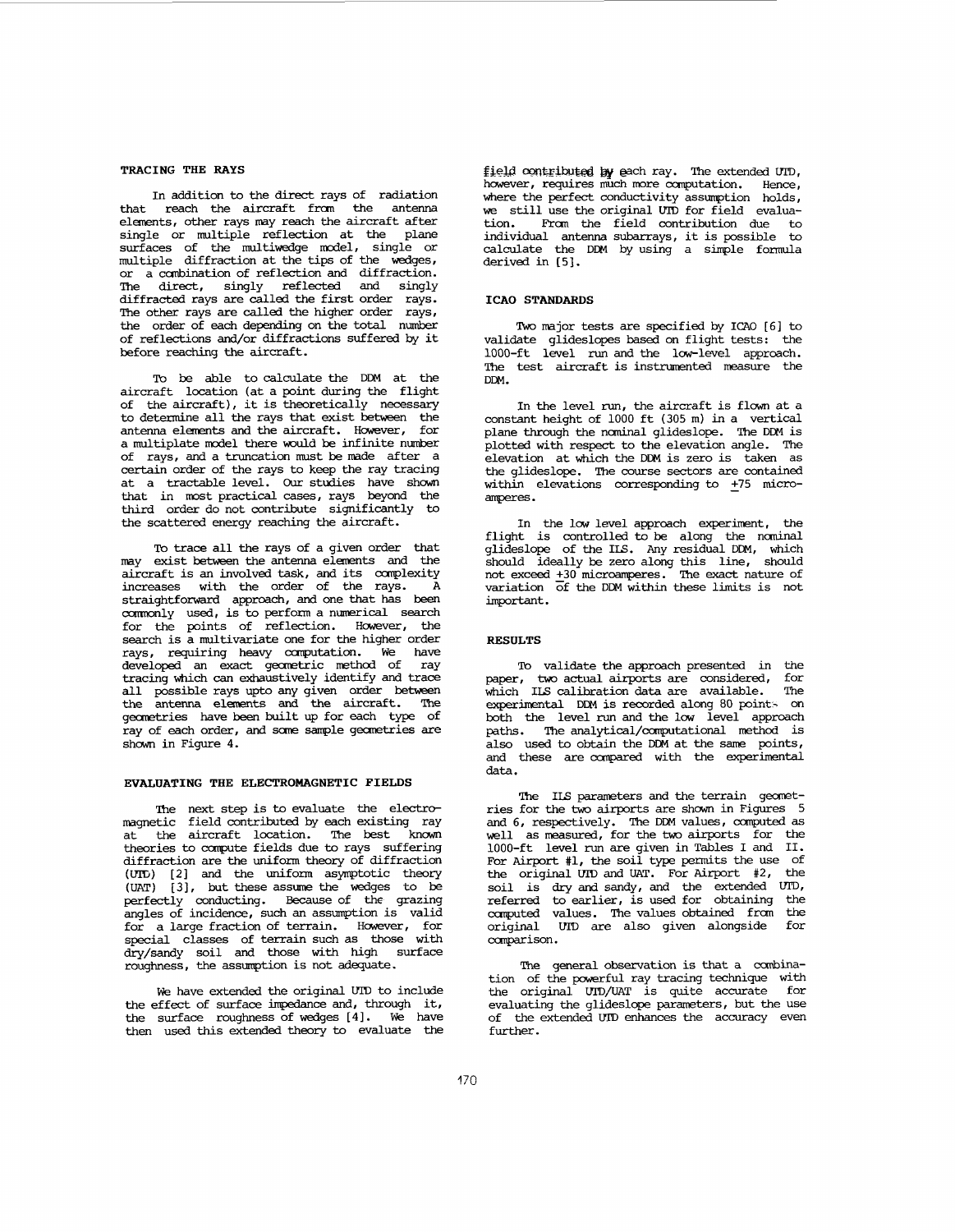## TRACING THE RAYS

In addition to the direct rays of radiation that reach the aircraft from the antenna elements, other rays may reach the aircraft after single or multiple reflection at the plane surfaces of the multiwedge model, single or multiple diffraction at the tips of the wedges, or a combination of reflection and diffraction. The direct, singly reflected and singly diffracted rays are called the first order rays. The other rays are called the higher order rays, the order of each depending on the total number of reflections and/or diffractions suffered by it before reaching the aircraft.

To be able to calculate the DDM at the aircraft location (at a point during the flight of the aircraft), it is theoretically necessary to determine all the rays that exist between the antenna elements and the aircraft. However, for a multiplate model there would be infinite number of rays, and a truncation must be made after a certain order of the rays to keep the ray tracing at a tractable level. Our studies have shown that in most practical cases, rays beyond the third order do not contribute significantly to the scattered energy reaching the aircraft.

To trace all the rays of a given order that may exist between the antenna elements and the aircraft is an involved task, and its complexity increases with the order of the rays. A straightforward approach, and one that has been commonly used, is to perform a numerical search for the points of reflection. However, the search is a multivariate one for the higher order rays, requiring heavy computation. We have developed an exact geometric method of ray tracing which can exhaustively identify and trace all possible rays upto any given order between the antenna elements and the aircraft. The geometries have been built up for each type of ray of each order, and some sample geometries are shown in Figure 4.

## EVALUATING THE ELECTROMAGNETIC FIELDS

The next step is to evaluate the electromagnetic field contributed by each existing ray at the aircraft location. The best known theories to compute fields due to rays suffering diffraction are the uniform theory of diffraction (UTD) [2] and the uniform asymptotic theory (UAT) [3], but these assume the wedges to be perfectly conducting. Because of the grazing angles of incidence, such an assumption is valid for a large fraction of terrain. However, for special classes of terrain such as those with dry/sandy soil and those with high surface roughness, the assumption is not adequate.

We have extended the original UTD to include the effect of surface impedance and, through it, the surface roughness of wedges [4]. We have then used this extended theory to evaluate the field contributed by each ray. The extended UTD, however, requires much more computation. Hence, where the perfect conductivity assumption holds, we still use the original UTD for field evaluation. From the field contribution due to individual antenna subarrays, it is possible to calculate the DDM by using a simple formula derived in [5].

## ICAO STANDARDS

Two major tests are specified by ICAO [6] to validate glideslopes based on flight tests: the 1000-ft level run and the low-level approach. The test aircraft is instrumented measure the DDM.

In the level run, the aircraft is flown at a constant height of 1000 ft (305 m) in a vertical plane through the nominal glideslope. The DDM is plotted with respect to the elevation angle. The elevation at which the DDM is zero is taken as the glideslope. The course sectors are contained within elevations corresponding to ±75 microamperes.

In the low level approach experiment, the flight is controlled to be along the nominal glideslope of the ILS. Any residual DDM, which should ideally be zero along this line, should not exceed ±30 microamperes. The exact nature of variation of the DDM within these limits is not important.

## RESULTS

To validate the approach presented in the paper, two actual airports are considered, for which ILS calibration data are available. The experimental DDM is recorded along 80 points on both the level run and the low level approach paths. The analytical/computational method is also used to obtain the DDM at the same points, and these are compared with the experimental data.

The ILS parameters and the terrain geometries for the two airports are shown in Figures 5 and 6, respectively. The DDM values, computed as well as measured, for the two airports for the 1000-ft level run are given in Tables I and II. For Airport #1, the soil type permits the use of the original UTD and UAT. For Airport #2, the soil is dry and sandy, and the extended UTD, referred to earlier, is used for obtaining the computed values. The values obtained from the original UTD are also given alongside for comparison.

The general observation is that a combination of the powerful ray tracing technique with the original UTD/UAT is quite accurate for evaluating the glideslope parameters, but the use of the extended UTD enhances the accuracy even further.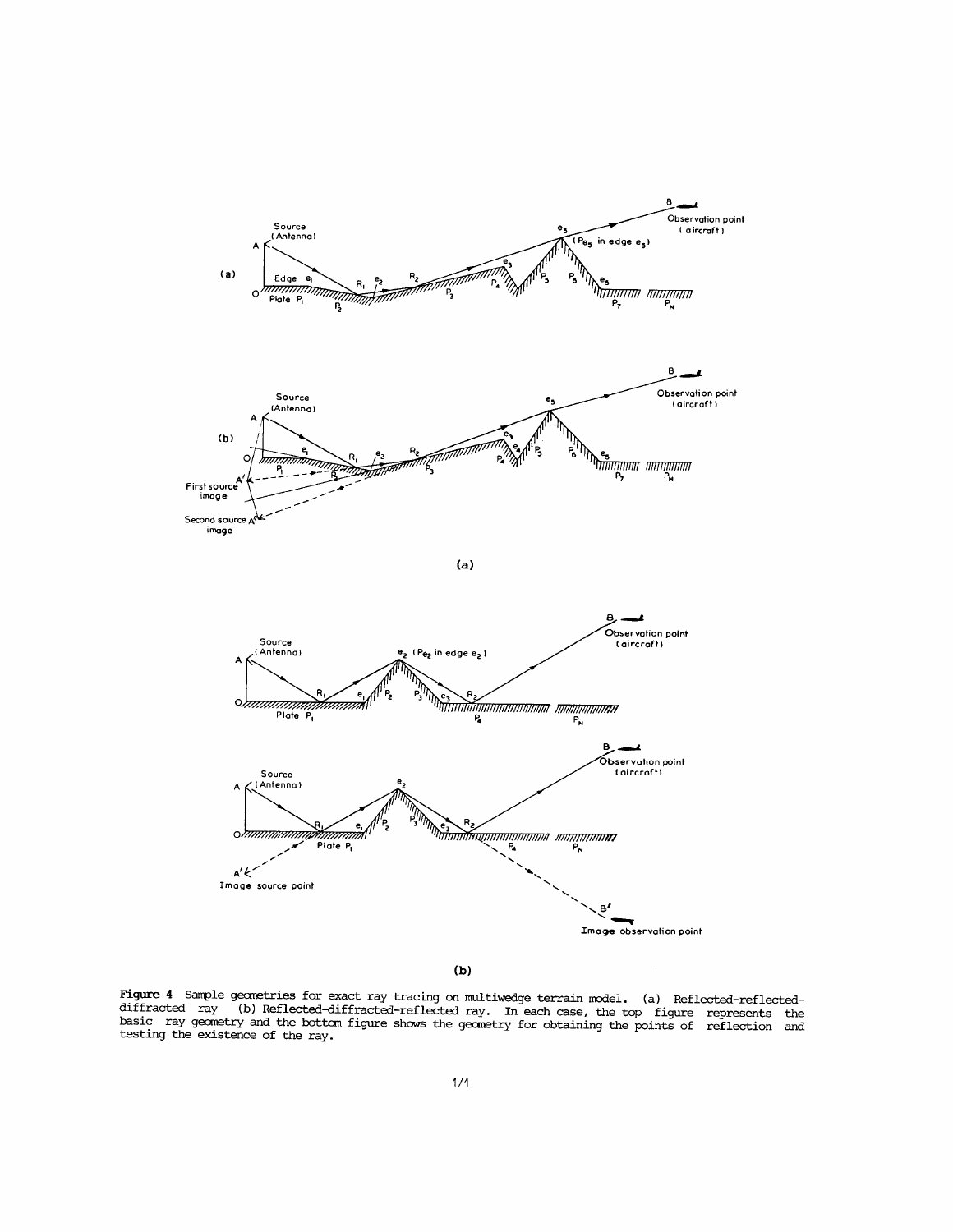**Figure 4** Sample geometries for exact ray tracing on multiwedge terrain model. (a) Reflected-reflected-diffracted ray (b) Reflected-diffracted-reflected ray. In each case, the top figure represents the basic ray geometry and the bottom figure shows the geometry for obtaining the points of reflection and testing the existence of the ray.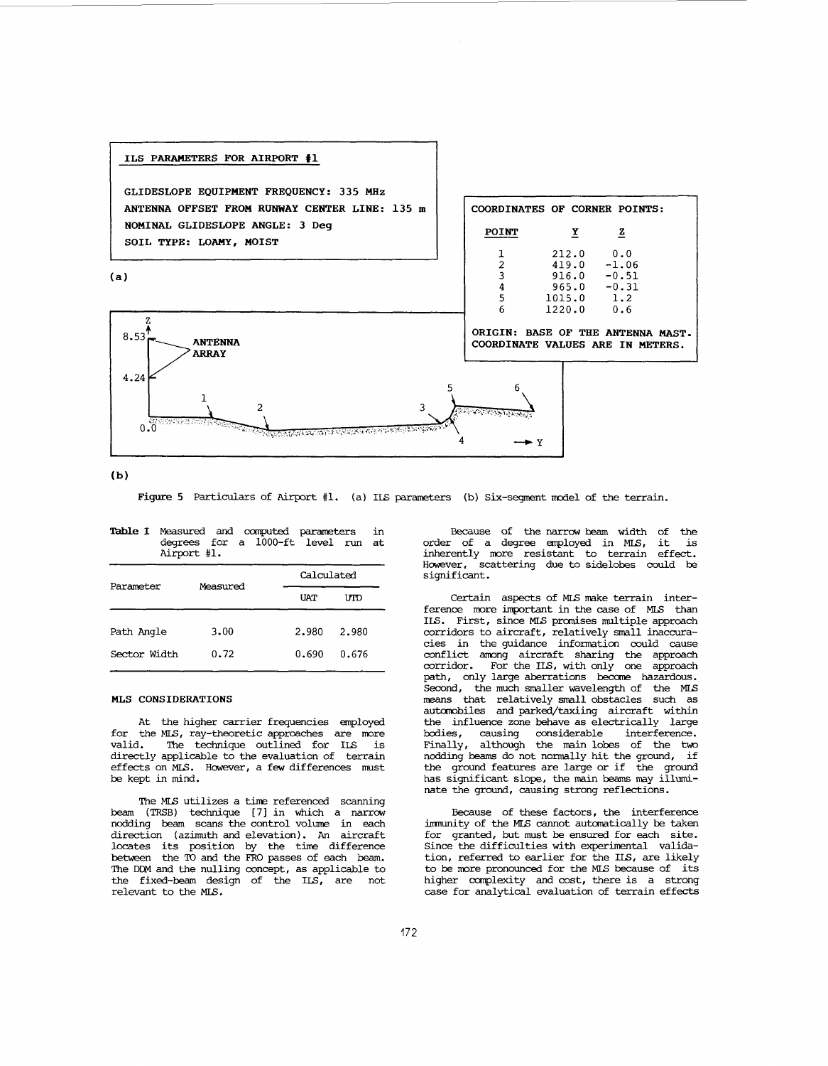**ILS PARAMETERS FOR AIRPORT #1**

GLIDESLOPE EQUIPMENT FREQUENCY: 335 MHz
ANTENNA OFFSET FROM RUNWAY CENTER LINE: 135 m
NOMINAL GLIDESLOPE ANGLE: 3 Deg
SOIL TYPE: LOAMY, MOIST

(a)

COORDINATES OF CORNER POINTS:

| POINT | Y | Z |
|---|---|---|
| 1 | 212.0 | 0.0 |
| 2 | 419.0 | -1.06 |
| 3 | 916.0 | -0.51 |
| 4 | 965.0 | -0.31 |
| 5 | 1015.0 | 1.2 |
| 6 | 1220.0 | 0.6 |

ORIGIN: BASE OF THE ANTENNA MAST.
COORDINATE VALUES ARE IN METERS.

(b)

**Figure 5** Particulars of Airport #1. (a) ILS parameters (b) Six-segment model of the terrain.

**Table I** Measured and computed parameters in degrees for a 1000-ft level run at Airport #1.

| Parameter | Measured | Calculated | |
|---|---|---|---|
| | | UAT | UTD |
| Path Angle | 3.00 | 2.980 | 2.980 |
| Sector Width | 0.72 | 0.690 | 0.676 |

**MLS CONSIDERATIONS**

At the higher carrier frequencies employed for the MLS, ray-theoretic approaches are more valid. The technique outlined for ILS is directly applicable to the evaluation of terrain effects on MLS. However, a few differences must be kept in mind.

The MLS utilizes a time referenced scanning beam (TRSB) technique [7] in which a narrow nodding beam scans the control volume in each direction (azimuth and elevation). An aircraft locates its position by the time difference between the TO and the FRO passes of each beam. The DDM and the nulling concept, as applicable to the fixed-beam design of the ILS, are not relevant to the MLS.

Because of the narrow beam width of the order of a degree employed in MLS, it is inherently more resistant to terrain effect. However, scattering due to sidelobes could be significant.

Certain aspects of MLS make terrain interference more important in the case of MLS than ILS. First, since MLS promises multiple approach corridors to aircraft, relatively small inaccuracies in the guidance information could cause conflict among aircraft sharing the approach corridor. For the ILS, with only one approach path, only large aberrations become hazardous. Second, the much smaller wavelength of the MLS means that relatively small obstacles such as automobiles and parked/taxiing aircraft within the influence zone behave as electrically large bodies, causing considerable interference. Finally, although the main lobes of the two nodding beams do not normally hit the ground, if the ground features are large or if the ground has significant slope, the main beams may illuminate the ground, causing strong reflections.

Because of these factors, the interference immunity of the MLS cannot automatically be taken for granted, but must be ensured for each site. Since the difficulties with experimental validation, referred to earlier for the ILS, are likely to be more pronounced for the MLS because of its higher complexity and cost, there is a strong case for analytical evaluation of terrain effects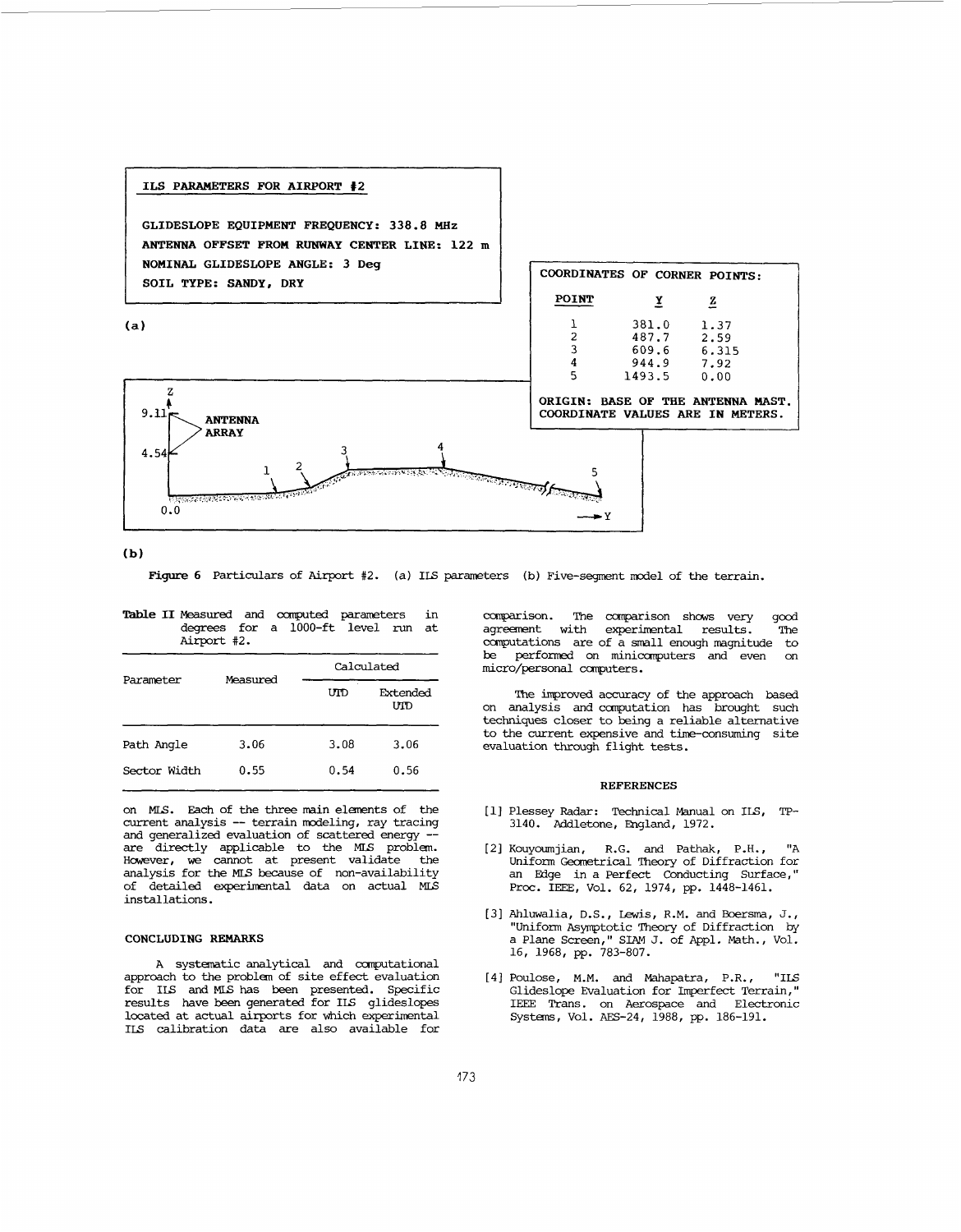**ILS PARAMETERS FOR AIRPORT #2**

**GLIDESLOPE EQUIPMENT FREQUENCY: 338.8 MHz**
**ANTENNA OFFSET FROM RUNWAY CENTER LINE: 122 m**
**NOMINAL GLIDESLOPE ANGLE: 3 Deg**
**SOIL TYPE: SANDY, DRY**

**(a)**

**COORDINATES OF CORNER POINTS:**

| POINT | Y | Z |
|---|---|---|
| 1 | 381.0 | 1.37 |
| 2 | 487.7 | 2.59 |
| 3 | 609.6 | 6.315 |
| 4 | 944.9 | 7.92 |
| 5 | 1493.5 | 0.00 |

**ORIGIN: BASE OF THE ANTENNA MAST. COORDINATE VALUES ARE IN METERS.**

**(b)**

**Figure 6** Particulars of Airport #2. (a) ILS parameters (b) Five-segment model of the terrain.

**Table II** Measured and computed parameters in degrees for a 1000-ft level run at Airport #2.

| Parameter | Measured | Calculated | |
|---|---|---|---|
| | | UTD | Extended UTD |
| Path Angle | 3.06 | 3.08 | 3.06 |
| Sector Width | 0.55 | 0.54 | 0.56 |

on MLS. Each of the three main elements of the current analysis -- terrain modeling, ray tracing and generalized evaluation of scattered energy -- are directly applicable to the MLS problem. However, we cannot at present validate the analysis for the MLS because of non-availability of detailed experimental data on actual MLS installations.

### CONCLUDING REMARKS

A systematic analytical and computational approach to the problem of site effect evaluation for ILS and MLS has been presented. Specific results have been generated for ILS glideslopes located at actual airports for which experimental ILS calibration data are also available for comparison. The comparison shows very good agreement with experimental results. The computations are of a small enough magnitude to be performed on minicomputers and even on micro/personal computers.

The improved accuracy of the approach based on analysis and computation has brought such techniques closer to being a reliable alternative to the current expensive and time-consuming site evaluation through flight tests.

### REFERENCES

[1] Plessey Radar: Technical Manual on ILS, TP-3140. Addletone, England, 1972.

[2] Kouyoumjian, R.G. and Pathak, P.H., "A Uniform Geometrical Theory of Diffraction for an Edge in a Perfect Conducting Surface," Proc. IEEE, Vol. 62, 1974, pp. 1448-1461.

[3] Ahluwalia, D.S., Lewis, R.M. and Boersma, J., "Uniform Asymptotic Theory of Diffraction by a Plane Screen," SIAM J. of Appl. Math., Vol. 16, 1968, pp. 783-807.

[4] Poulose, M.M. and Mahapatra, P.R., "ILS Glideslope Evaluation for Imperfect Terrain," IEEE Trans. on Aerospace and Electronic Systems, Vol. AES-24, 1988, pp. 186-191.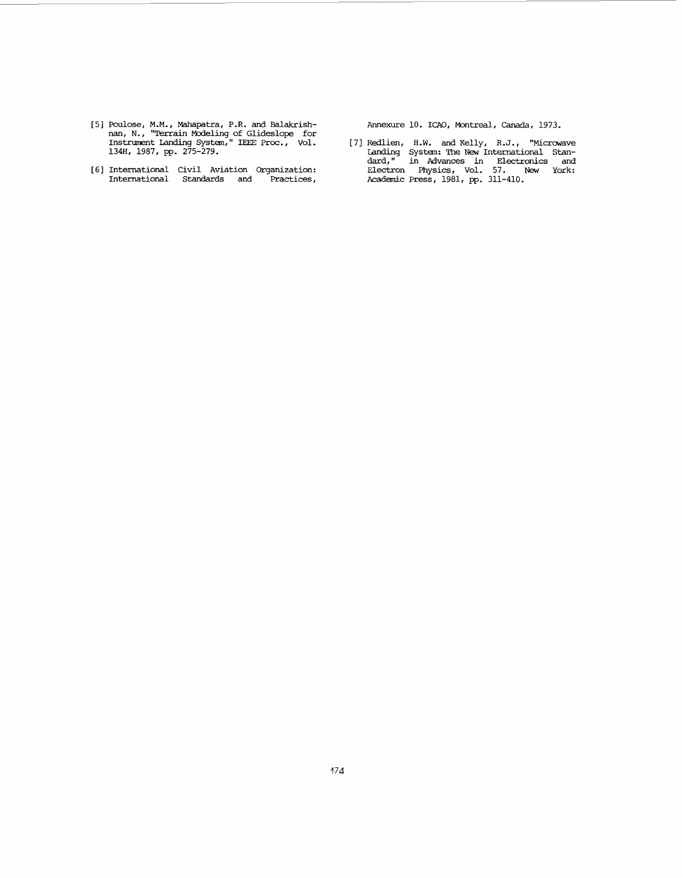[5] Poulose, M.M., Mahapatra, P.R. and Balakrishnan, N., "Terrain Modeling of Glideslope for Instrument Landing System," IEEE Proc., Vol. 134H, 1987, pp. 275-279.

[6] International Civil Aviation Organization: International Standards and Practices, Annexure 10. ICAO, Montreal, Canada, 1973.

[7] Redlien, H.W. and Kelly, R.J., "Microwave Landing System: The New International Standard," in Advances in Electronics and Electron Physics, Vol. 57. New York: Academic Press, 1981, pp. 311-410.